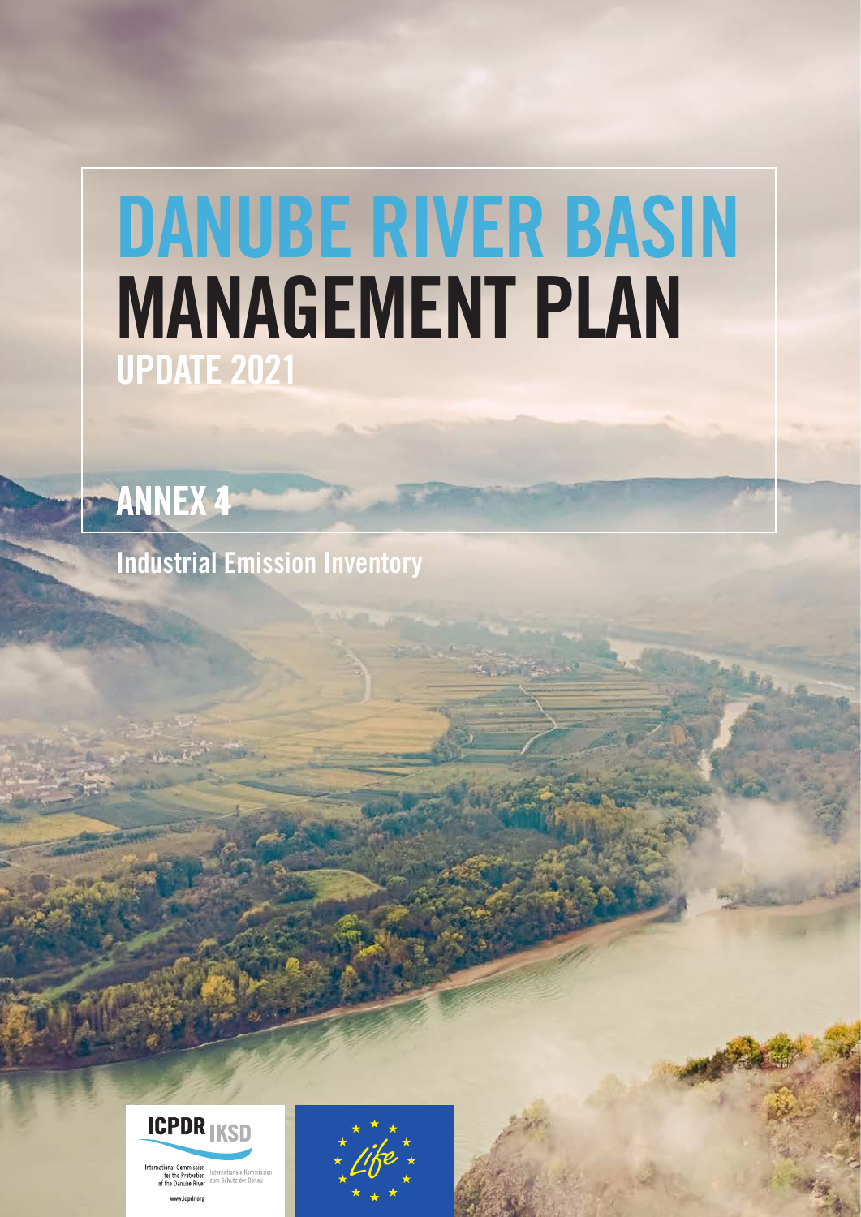# DANUBE RIVER BASIN MANAGEMENT PLAN

## UPDATE 2021

## ANNEX 4

### Industrial Emission Inventory

ICPDR IKSD

International Commission for the Protection of the Danube River

Internationale Kommission zum Schutz der Donau

www.icpdr.org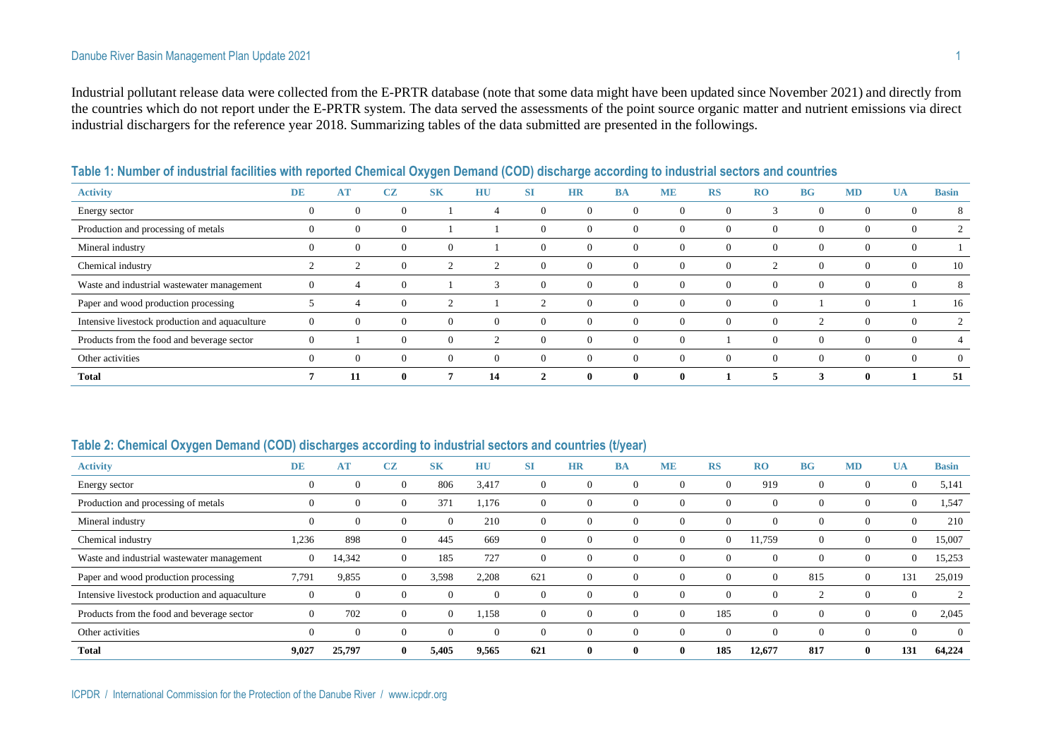Industrial pollutant release data were collected from the E-PRTR database (note that some data might have been updated since November 2021) and directly from the countries which do not report under the E-PRTR system. The data served the assessments of the point source organic matter and nutrient emissions via direct industrial dischargers for the reference year 2018. Summarizing tables of the data submitted are presented in the followings.

### Table 1: Number of industrial facilities with reported Chemical Oxygen Demand (COD) discharge according to industrial sectors and countries

| Activity | DE | AT | CZ | SK | HU | SI | HR | BA | ME | RS | RO | BG | MD | UA | Basin |
|---|---|---|---|---|---|---|---|---|---|---|---|---|---|---|---|
| Energy sector | 0 | 0 | 0 | 1 | 4 | 0 | 0 | 0 | 0 | 0 | 3 | 0 | 0 | 0 | 8 |
| Production and processing of metals | 0 | 0 | 0 | 1 | 1 | 0 | 0 | 0 | 0 | 0 | 0 | 0 | 0 | 0 | 2 |
| Mineral industry | 0 | 0 | 0 | 0 | 1 | 0 | 0 | 0 | 0 | 0 | 0 | 0 | 0 | 0 | 1 |
| Chemical industry | 2 | 2 | 0 | 2 | 2 | 0 | 0 | 0 | 0 | 0 | 2 | 0 | 0 | 0 | 10 |
| Waste and industrial wastewater management | 0 | 4 | 0 | 1 | 3 | 0 | 0 | 0 | 0 | 0 | 0 | 0 | 0 | 0 | 8 |
| Paper and wood production processing | 5 | 4 | 0 | 2 | 1 | 2 | 0 | 0 | 0 | 0 | 0 | 1 | 0 | 1 | 16 |
| Intensive livestock production and aquaculture | 0 | 0 | 0 | 0 | 0 | 0 | 0 | 0 | 0 | 0 | 0 | 2 | 0 | 0 | 2 |
| Products from the food and beverage sector | 0 | 1 | 0 | 0 | 2 | 0 | 0 | 0 | 0 | 1 | 0 | 0 | 0 | 0 | 4 |
| Other activities | 0 | 0 | 0 | 0 | 0 | 0 | 0 | 0 | 0 | 0 | 0 | 0 | 0 | 0 | 0 |
| **Total** | **7** | **11** | **0** | **7** | **14** | **2** | **0** | **0** | **0** | **1** | **5** | **3** | **0** | **1** | **51** |

### Table 2: Chemical Oxygen Demand (COD) discharges according to industrial sectors and countries (t/year)

| Activity | DE | AT | CZ | SK | HU | SI | HR | BA | ME | RS | RO | BG | MD | UA | Basin |
|---|---|---|---|---|---|---|---|---|---|---|---|---|---|---|---|
| Energy sector | 0 | 0 | 0 | 806 | 3,417 | 0 | 0 | 0 | 0 | 0 | 919 | 0 | 0 | 0 | 5,141 |
| Production and processing of metals | 0 | 0 | 0 | 371 | 1,176 | 0 | 0 | 0 | 0 | 0 | 0 | 0 | 0 | 0 | 1,547 |
| Mineral industry | 0 | 0 | 0 | 0 | 210 | 0 | 0 | 0 | 0 | 0 | 0 | 0 | 0 | 0 | 210 |
| Chemical industry | 1,236 | 898 | 0 | 445 | 669 | 0 | 0 | 0 | 0 | 0 | 11,759 | 0 | 0 | 0 | 15,007 |
| Waste and industrial wastewater management | 0 | 14,342 | 0 | 185 | 727 | 0 | 0 | 0 | 0 | 0 | 0 | 0 | 0 | 0 | 15,253 |
| Paper and wood production processing | 7,791 | 9,855 | 0 | 3,598 | 2,208 | 621 | 0 | 0 | 0 | 0 | 0 | 815 | 0 | 131 | 25,019 |
| Intensive livestock production and aquaculture | 0 | 0 | 0 | 0 | 0 | 0 | 0 | 0 | 0 | 0 | 0 | 2 | 0 | 0 | 2 |
| Products from the food and beverage sector | 0 | 702 | 0 | 0 | 1,158 | 0 | 0 | 0 | 0 | 185 | 0 | 0 | 0 | 0 | 2,045 |
| Other activities | 0 | 0 | 0 | 0 | 0 | 0 | 0 | 0 | 0 | 0 | 0 | 0 | 0 | 0 | 0 |
| **Total** | **9,027** | **25,797** | **0** | **5,405** | **9,565** | **621** | **0** | **0** | **0** | **185** | **12,677** | **817** | **0** | **131** | **64,224** |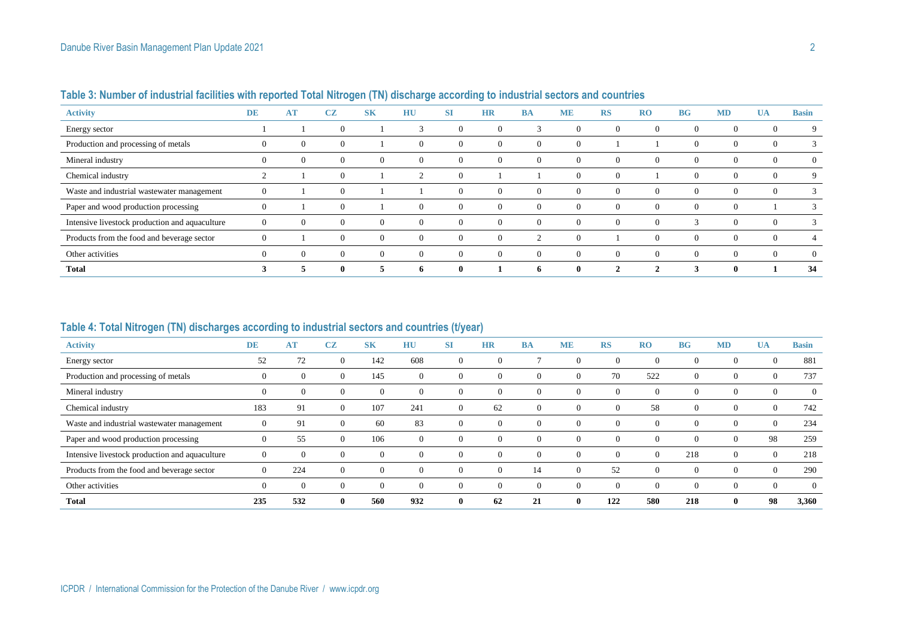**Table 3: Number of industrial facilities with reported Total Nitrogen (TN) discharge according to industrial sectors and countries**

| Activity | DE | AT | CZ | SK | HU | SI | HR | BA | ME | RS | RO | BG | MD | UA | Basin |
|---|---|---|---|---|---|---|---|---|---|---|---|---|---|---|---|
| Energy sector | 1 | 1 | 0 | 1 | 3 | 0 | 0 | 3 | 0 | 0 | 0 | 0 | 0 | 0 | 9 |
| Production and processing of metals | 0 | 0 | 0 | 1 | 0 | 0 | 0 | 0 | 0 | 1 | 1 | 0 | 0 | 0 | 3 |
| Mineral industry | 0 | 0 | 0 | 0 | 0 | 0 | 0 | 0 | 0 | 0 | 0 | 0 | 0 | 0 | 0 |
| Chemical industry | 2 | 1 | 0 | 1 | 2 | 0 | 1 | 1 | 0 | 0 | 1 | 0 | 0 | 0 | 9 |
| Waste and industrial wastewater management | 0 | 1 | 0 | 1 | 1 | 0 | 0 | 0 | 0 | 0 | 0 | 0 | 0 | 0 | 3 |
| Paper and wood production processing | 0 | 1 | 0 | 1 | 0 | 0 | 0 | 0 | 0 | 0 | 0 | 0 | 0 | 1 | 3 |
| Intensive livestock production and aquaculture | 0 | 0 | 0 | 0 | 0 | 0 | 0 | 0 | 0 | 0 | 0 | 3 | 0 | 0 | 3 |
| Products from the food and beverage sector | 0 | 1 | 0 | 0 | 0 | 0 | 0 | 2 | 0 | 1 | 0 | 0 | 0 | 0 | 4 |
| Other activities | 0 | 0 | 0 | 0 | 0 | 0 | 0 | 0 | 0 | 0 | 0 | 0 | 0 | 0 | 0 |
| **Total** | **3** | **5** | **0** | **5** | **6** | **0** | **1** | **6** | **0** | **2** | **2** | **3** | **0** | **1** | **34** |

**Table 4: Total Nitrogen (TN) discharges according to industrial sectors and countries (t/year)**

| Activity | DE | AT | CZ | SK | HU | SI | HR | BA | ME | RS | RO | BG | MD | UA | Basin |
|---|---|---|---|---|---|---|---|---|---|---|---|---|---|---|---|
| Energy sector | 52 | 72 | 0 | 142 | 608 | 0 | 0 | 7 | 0 | 0 | 0 | 0 | 0 | 0 | 881 |
| Production and processing of metals | 0 | 0 | 0 | 145 | 0 | 0 | 0 | 0 | 0 | 70 | 522 | 0 | 0 | 0 | 737 |
| Mineral industry | 0 | 0 | 0 | 0 | 0 | 0 | 0 | 0 | 0 | 0 | 0 | 0 | 0 | 0 | 0 |
| Chemical industry | 183 | 91 | 0 | 107 | 241 | 0 | 62 | 0 | 0 | 0 | 58 | 0 | 0 | 0 | 742 |
| Waste and industrial wastewater management | 0 | 91 | 0 | 60 | 83 | 0 | 0 | 0 | 0 | 0 | 0 | 0 | 0 | 0 | 234 |
| Paper and wood production processing | 0 | 55 | 0 | 106 | 0 | 0 | 0 | 0 | 0 | 0 | 0 | 0 | 0 | 98 | 259 |
| Intensive livestock production and aquaculture | 0 | 0 | 0 | 0 | 0 | 0 | 0 | 0 | 0 | 0 | 0 | 218 | 0 | 0 | 218 |
| Products from the food and beverage sector | 0 | 224 | 0 | 0 | 0 | 0 | 0 | 14 | 0 | 52 | 0 | 0 | 0 | 0 | 290 |
| Other activities | 0 | 0 | 0 | 0 | 0 | 0 | 0 | 0 | 0 | 0 | 0 | 0 | 0 | 0 | 0 |
| **Total** | **235** | **532** | **0** | **560** | **932** | **0** | **62** | **21** | **0** | **122** | **580** | **218** | **0** | **98** | **3,360** |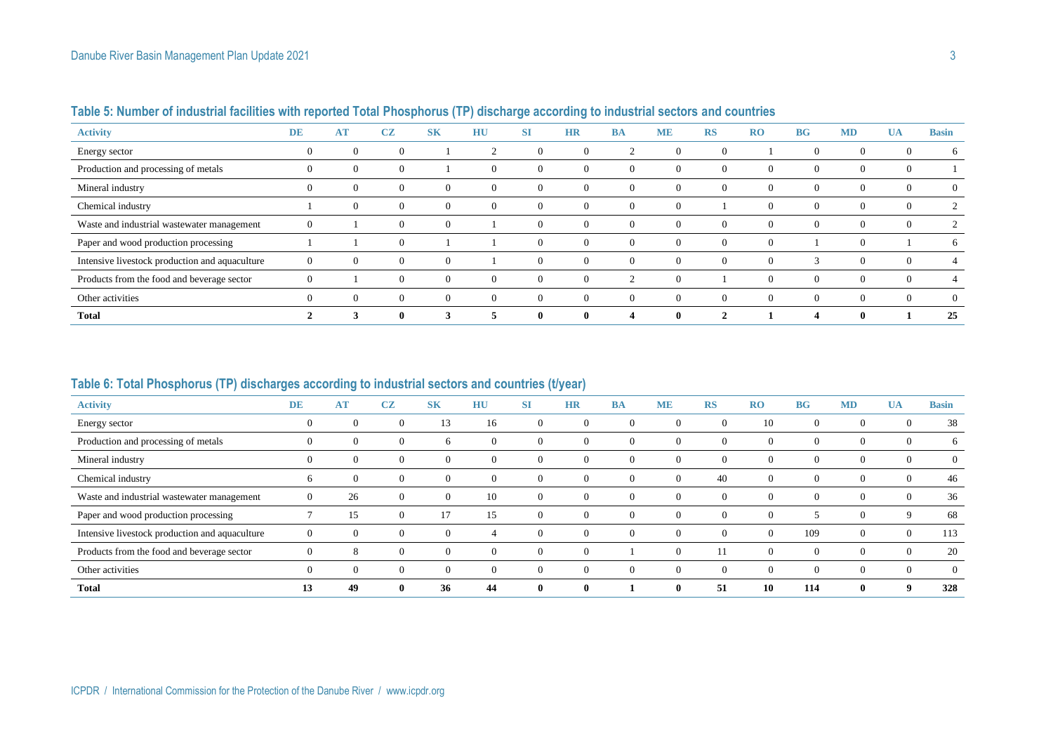**Table 5: Number of industrial facilities with reported Total Phosphorus (TP) discharge according to industrial sectors and countries**

| Activity | DE | AT | CZ | SK | HU | SI | HR | BA | ME | RS | RO | BG | MD | UA | Basin |
|---|---|---|---|---|---|---|---|---|---|---|---|---|---|---|---|
| Energy sector | 0 | 0 | 0 | 1 | 2 | 0 | 0 | 2 | 0 | 0 | 1 | 0 | 0 | 0 | 6 |
| Production and processing of metals | 0 | 0 | 0 | 1 | 0 | 0 | 0 | 0 | 0 | 0 | 0 | 0 | 0 | 0 | 1 |
| Mineral industry | 0 | 0 | 0 | 0 | 0 | 0 | 0 | 0 | 0 | 0 | 0 | 0 | 0 | 0 | 0 |
| Chemical industry | 1 | 0 | 0 | 0 | 0 | 0 | 0 | 0 | 0 | 1 | 0 | 0 | 0 | 0 | 2 |
| Waste and industrial wastewater management | 0 | 1 | 0 | 0 | 1 | 0 | 0 | 0 | 0 | 0 | 0 | 0 | 0 | 0 | 2 |
| Paper and wood production processing | 1 | 1 | 0 | 1 | 1 | 0 | 0 | 0 | 0 | 0 | 0 | 1 | 0 | 1 | 6 |
| Intensive livestock production and aquaculture | 0 | 0 | 0 | 0 | 1 | 0 | 0 | 0 | 0 | 0 | 0 | 3 | 0 | 0 | 4 |
| Products from the food and beverage sector | 0 | 1 | 0 | 0 | 0 | 0 | 0 | 2 | 0 | 1 | 0 | 0 | 0 | 0 | 4 |
| Other activities | 0 | 0 | 0 | 0 | 0 | 0 | 0 | 0 | 0 | 0 | 0 | 0 | 0 | 0 | 0 |
| **Total** | **2** | **3** | **0** | **3** | **5** | **0** | **0** | **4** | **0** | **2** | **1** | **4** | **0** | **1** | **25** |

**Table 6: Total Phosphorus (TP) discharges according to industrial sectors and countries (t/year)**

| Activity | DE | AT | CZ | SK | HU | SI | HR | BA | ME | RS | RO | BG | MD | UA | Basin |
|---|---|---|---|---|---|---|---|---|---|---|---|---|---|---|---|
| Energy sector | 0 | 0 | 0 | 13 | 16 | 0 | 0 | 0 | 0 | 0 | 10 | 0 | 0 | 0 | 38 |
| Production and processing of metals | 0 | 0 | 0 | 6 | 0 | 0 | 0 | 0 | 0 | 0 | 0 | 0 | 0 | 0 | 6 |
| Mineral industry | 0 | 0 | 0 | 0 | 0 | 0 | 0 | 0 | 0 | 0 | 0 | 0 | 0 | 0 | 0 |
| Chemical industry | 6 | 0 | 0 | 0 | 0 | 0 | 0 | 0 | 0 | 40 | 0 | 0 | 0 | 0 | 46 |
| Waste and industrial wastewater management | 0 | 26 | 0 | 0 | 10 | 0 | 0 | 0 | 0 | 0 | 0 | 0 | 0 | 0 | 36 |
| Paper and wood production processing | 7 | 15 | 0 | 17 | 15 | 0 | 0 | 0 | 0 | 0 | 0 | 5 | 0 | 9 | 68 |
| Intensive livestock production and aquaculture | 0 | 0 | 0 | 0 | 4 | 0 | 0 | 0 | 0 | 0 | 0 | 109 | 0 | 0 | 113 |
| Products from the food and beverage sector | 0 | 8 | 0 | 0 | 0 | 0 | 0 | 1 | 0 | 11 | 0 | 0 | 0 | 0 | 20 |
| Other activities | 0 | 0 | 0 | 0 | 0 | 0 | 0 | 0 | 0 | 0 | 0 | 0 | 0 | 0 | 0 |
| **Total** | **13** | **49** | **0** | **36** | **44** | **0** | **0** | **1** | **0** | **51** | **10** | **114** | **0** | **9** | **328** |